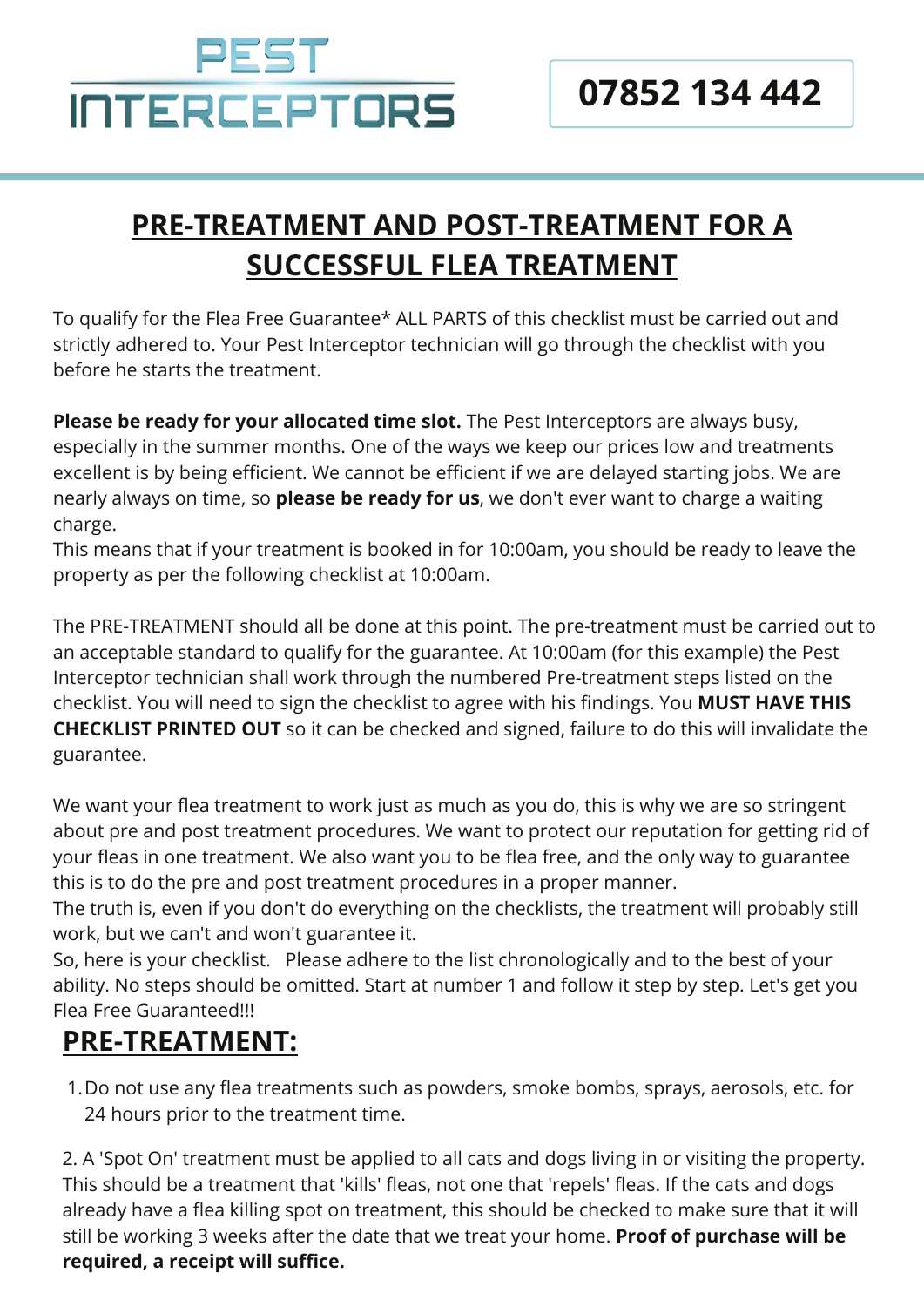# PEST INTERCEPTORS

**07852 134 442**

## PRE-TREATMENT AND POST-TREATMENT FOR A SUCCESSFUL FLEA TREATMENT

To qualify for the Flea Free Guarantee* ALL PARTS of this checklist must be carried out and strictly adhered to. Your Pest Interceptor technician will go through the checklist with you before he starts the treatment.

**Please be ready for your allocated time slot.** The Pest Interceptors are always busy, especially in the summer months. One of the ways we keep our prices low and treatments excellent is by being efficient. We cannot be efficient if we are delayed starting jobs. We are nearly always on time, so **please be ready for us**, we don't ever want to charge a waiting charge.
This means that if your treatment is booked in for 10:00am, you should be ready to leave the property as per the following checklist at 10:00am.

The PRE-TREATMENT should all be done at this point. The pre-treatment must be carried out to an acceptable standard to qualify for the guarantee. At 10:00am (for this example) the Pest Interceptor technician shall work through the numbered Pre-treatment steps listed on the checklist. You will need to sign the checklist to agree with his findings. You **MUST HAVE THIS CHECKLIST PRINTED OUT** so it can be checked and signed, failure to do this will invalidate the guarantee.

We want your flea treatment to work just as much as you do, this is why we are so stringent about pre and post treatment procedures. We want to protect our reputation for getting rid of your fleas in one treatment. We also want you to be flea free, and the only way to guarantee this is to do the pre and post treatment procedures in a proper manner.
The truth is, even if you don't do everything on the checklists, the treatment will probably still work, but we can't and won't guarantee it.
So, here is your checklist. Please adhere to the list chronologically and to the best of your ability. No steps should be omitted. Start at number 1 and follow it step by step. Let's get you Flea Free Guaranteed!!!

## PRE-TREATMENT:

1. Do not use any flea treatments such as powders, smoke bombs, sprays, aerosols, etc. for 24 hours prior to the treatment time.

2. A 'Spot On' treatment must be applied to all cats and dogs living in or visiting the property. This should be a treatment that 'kills' fleas, not one that 'repels' fleas. If the cats and dogs already have a flea killing spot on treatment, this should be checked to make sure that it will still be working 3 weeks after the date that we treat your home. **Proof of purchase will be required, a receipt will suffice.**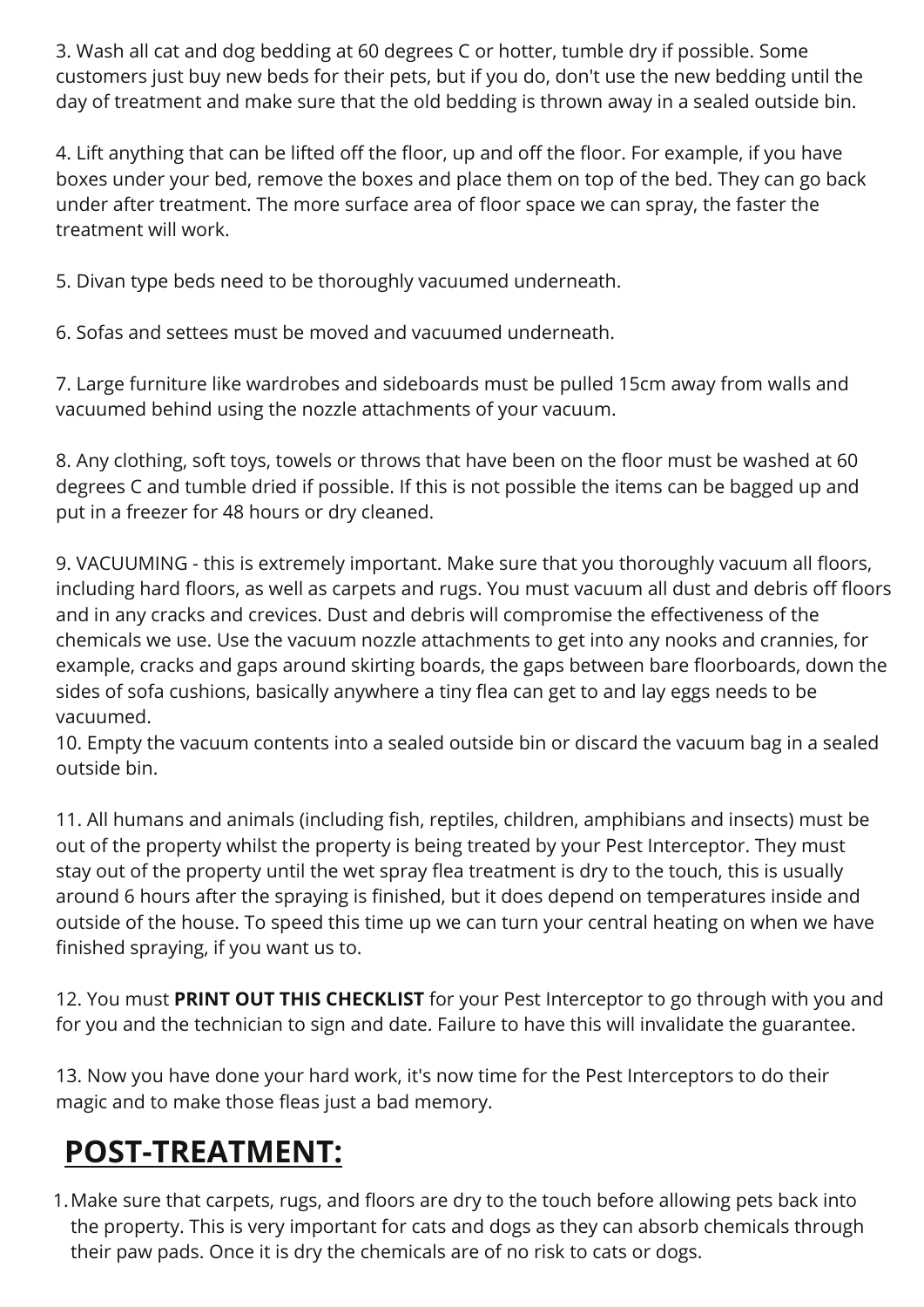3. Wash all cat and dog bedding at 60 degrees C or hotter, tumble dry if possible. Some customers just buy new beds for their pets, but if you do, don't use the new bedding until the day of treatment and make sure that the old bedding is thrown away in a sealed outside bin.

4. Lift anything that can be lifted off the floor, up and off the floor. For example, if you have boxes under your bed, remove the boxes and place them on top of the bed. They can go back under after treatment. The more surface area of floor space we can spray, the faster the treatment will work.

5. Divan type beds need to be thoroughly vacuumed underneath.

6. Sofas and settees must be moved and vacuumed underneath.

7. Large furniture like wardrobes and sideboards must be pulled 15cm away from walls and vacuumed behind using the nozzle attachments of your vacuum.

8. Any clothing, soft toys, towels or throws that have been on the floor must be washed at 60 degrees C and tumble dried if possible. If this is not possible the items can be bagged up and put in a freezer for 48 hours or dry cleaned.

9. VACUUMING - this is extremely important. Make sure that you thoroughly vacuum all floors, including hard floors, as well as carpets and rugs. You must vacuum all dust and debris off floors and in any cracks and crevices. Dust and debris will compromise the effectiveness of the chemicals we use. Use the vacuum nozzle attachments to get into any nooks and crannies, for example, cracks and gaps around skirting boards, the gaps between bare floorboards, down the sides of sofa cushions, basically anywhere a tiny flea can get to and lay eggs needs to be vacuumed.

10. Empty the vacuum contents into a sealed outside bin or discard the vacuum bag in a sealed outside bin.

11. All humans and animals (including fish, reptiles, children, amphibians and insects) must be out of the property whilst the property is being treated by your Pest Interceptor. They must stay out of the property until the wet spray flea treatment is dry to the touch, this is usually around 6 hours after the spraying is finished, but it does depend on temperatures inside and outside of the house. To speed this time up we can turn your central heating on when we have finished spraying, if you want us to.

12. You must **PRINT OUT THIS CHECKLIST** for your Pest Interceptor to go through with you and for you and the technician to sign and date. Failure to have this will invalidate the guarantee.

13. Now you have done your hard work, it's now time for the Pest Interceptors to do their magic and to make those fleas just a bad memory.

## POST-TREATMENT:

1. Make sure that carpets, rugs, and floors are dry to the touch before allowing pets back into the property. This is very important for cats and dogs as they can absorb chemicals through their paw pads. Once it is dry the chemicals are of no risk to cats or dogs.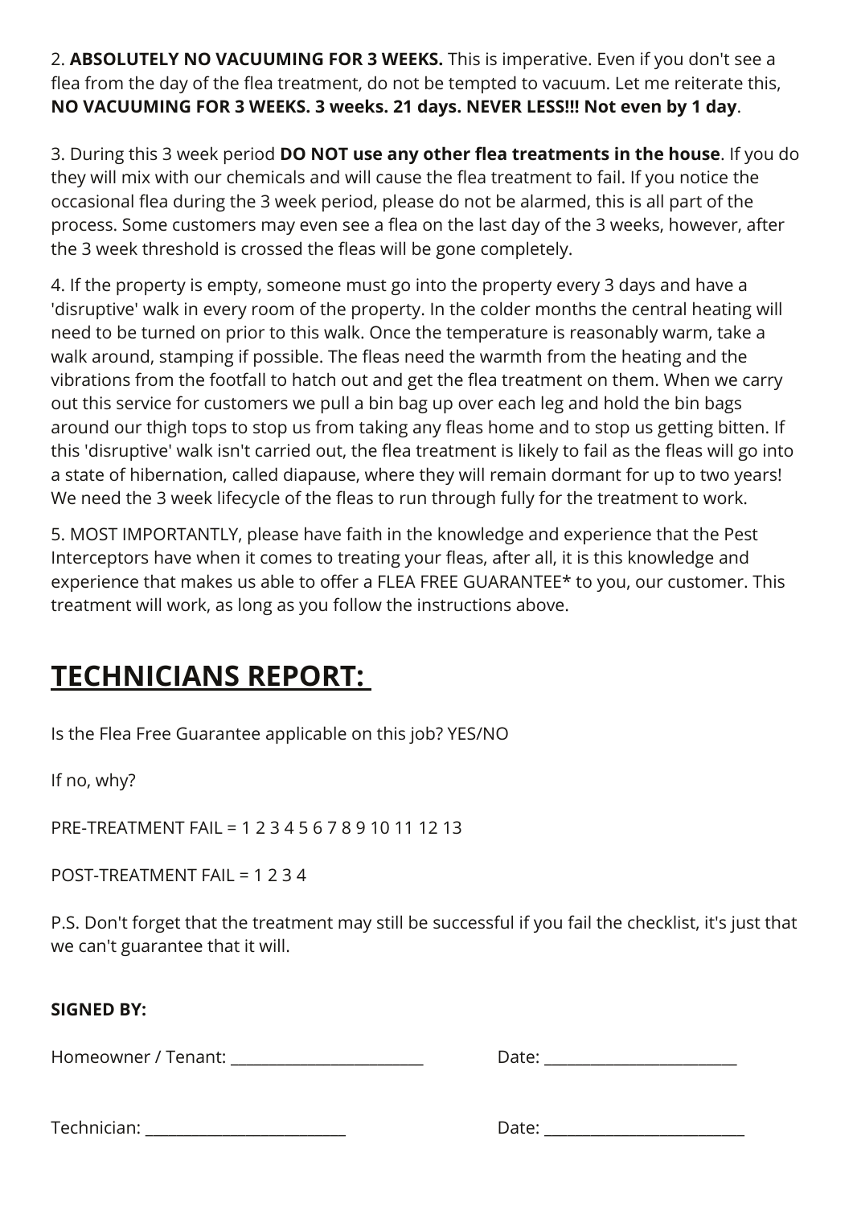2. **ABSOLUTELY NO VACUUMING FOR 3 WEEKS.** This is imperative. Even if you don't see a flea from the day of the flea treatment, do not be tempted to vacuum. Let me reiterate this, **NO VACUUMING FOR 3 WEEKS. 3 weeks. 21 days. NEVER LESS!!! Not even by 1 day**.

3. During this 3 week period **DO NOT use any other flea treatments in the house**. If you do they will mix with our chemicals and will cause the flea treatment to fail. If you notice the occasional flea during the 3 week period, please do not be alarmed, this is all part of the process. Some customers may even see a flea on the last day of the 3 weeks, however, after the 3 week threshold is crossed the fleas will be gone completely.

4. If the property is empty, someone must go into the property every 3 days and have a 'disruptive' walk in every room of the property. In the colder months the central heating will need to be turned on prior to this walk. Once the temperature is reasonably warm, take a walk around, stamping if possible. The fleas need the warmth from the heating and the vibrations from the footfall to hatch out and get the flea treatment on them. When we carry out this service for customers we pull a bin bag up over each leg and hold the bin bags around our thigh tops to stop us from taking any fleas home and to stop us getting bitten. If this 'disruptive' walk isn't carried out, the flea treatment is likely to fail as the fleas will go into a state of hibernation, called diapause, where they will remain dormant for up to two years! We need the 3 week lifecycle of the fleas to run through fully for the treatment to work.

5. MOST IMPORTANTLY, please have faith in the knowledge and experience that the Pest Interceptors have when it comes to treating your fleas, after all, it is this knowledge and experience that makes us able to offer a FLEA FREE GUARANTEE* to you, our customer. This treatment will work, as long as you follow the instructions above.

## **TECHNICIANS REPORT:**

Is the Flea Free Guarantee applicable on this job? YES/NO

If no, why?

PRE-TREATMENT FAIL = 1 2 3 4 5 6 7 8 9 10 11 12 13

POST-TREATMENT FAIL = 1 2 3 4

P.S. Don't forget that the treatment may still be successful if you fail the checklist, it's just that we can't guarantee that it will.

**SIGNED BY:**

Homeowner / Tenant: ________________________ Date: ________________________

Technician: ________________________ Date: ________________________